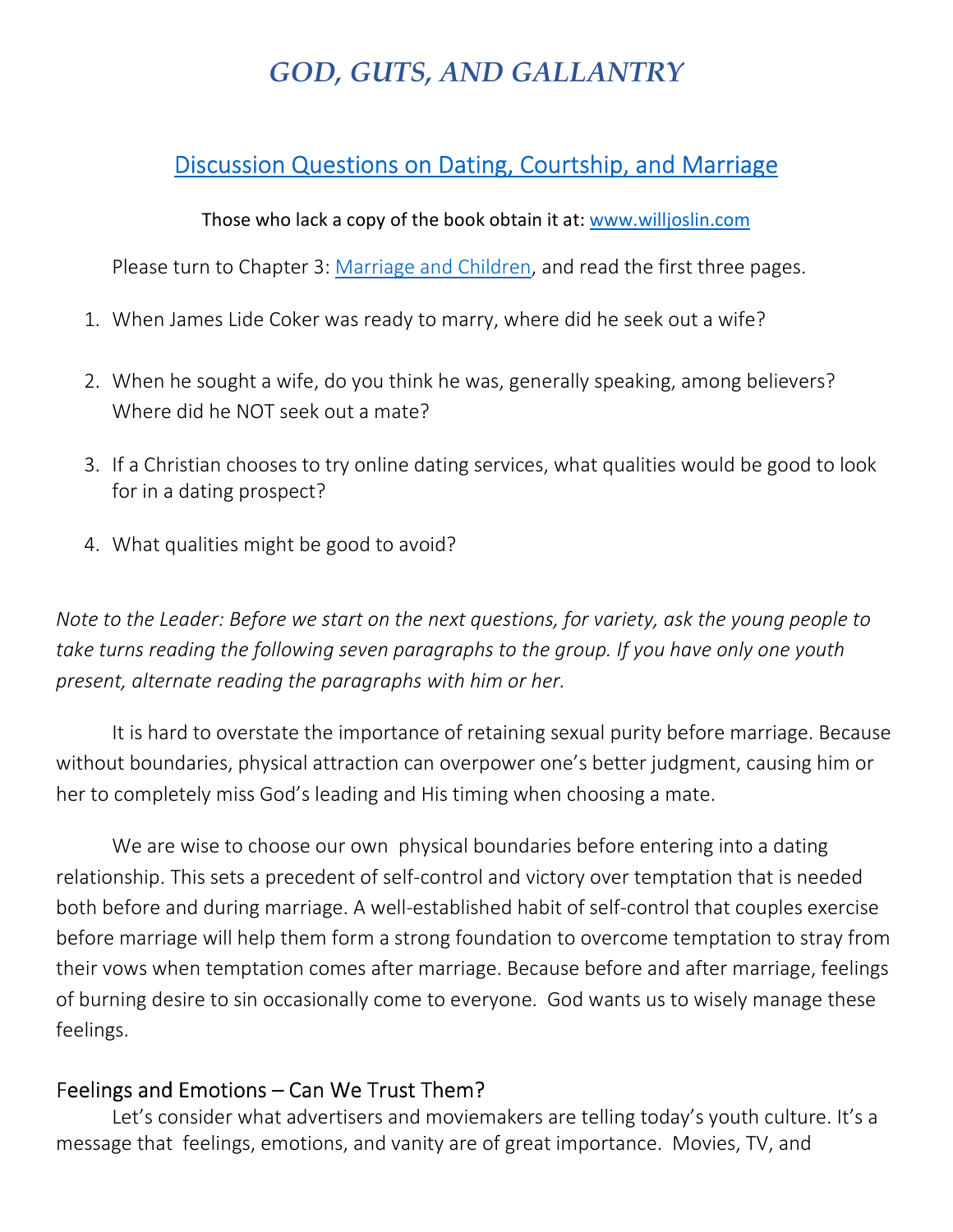# *GOD, GUTS, AND GALLANTRY*

## Discussion Questions on Dating, Courtship, and Marriage

Those who lack a copy of the book obtain it at: www.willjoslin.com

Please turn to Chapter 3: Marriage and Children, and read the first three pages.

1. When James Lide Coker was ready to marry, where did he seek out a wife?

2. When he sought a wife, do you think he was, generally speaking, among believers? Where did he NOT seek out a mate?

3. If a Christian chooses to try online dating services, what qualities would be good to look for in a dating prospect?

4. What qualities might be good to avoid?

*Note to the Leader: Before we start on the next questions, for variety, ask the young people to take turns reading the following seven paragraphs to the group. If you have only one youth present, alternate reading the paragraphs with him or her.*

It is hard to overstate the importance of retaining sexual purity before marriage. Because without boundaries, physical attraction can overpower one's better judgment, causing him or her to completely miss God's leading and His timing when choosing a mate.

We are wise to choose our own physical boundaries before entering into a dating relationship. This sets a precedent of self-control and victory over temptation that is needed both before and during marriage. A well-established habit of self-control that couples exercise before marriage will help them form a strong foundation to overcome temptation to stray from their vows when temptation comes after marriage. Because before and after marriage, feelings of burning desire to sin occasionally come to everyone. God wants us to wisely manage these feelings.

### Feelings and Emotions – Can We Trust Them?

Let's consider what advertisers and moviemakers are telling today's youth culture. It's a message that feelings, emotions, and vanity are of great importance. Movies, TV, and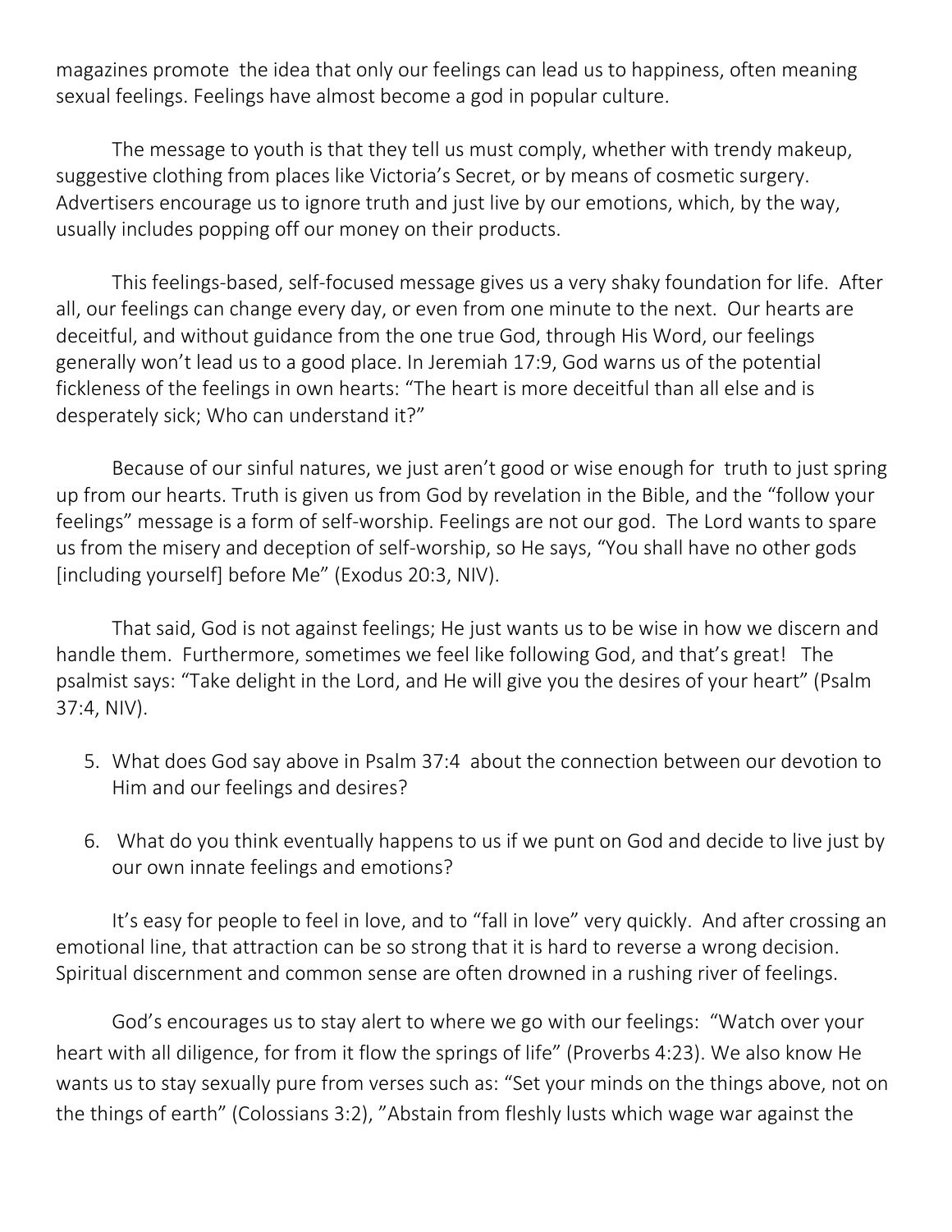magazines promote the idea that only our feelings can lead us to happiness, often meaning sexual feelings. Feelings have almost become a god in popular culture.

The message to youth is that they tell us must comply, whether with trendy makeup, suggestive clothing from places like Victoria's Secret, or by means of cosmetic surgery. Advertisers encourage us to ignore truth and just live by our emotions, which, by the way, usually includes popping off our money on their products.

This feelings-based, self-focused message gives us a very shaky foundation for life. After all, our feelings can change every day, or even from one minute to the next. Our hearts are deceitful, and without guidance from the one true God, through His Word, our feelings generally won't lead us to a good place. In Jeremiah 17:9, God warns us of the potential fickleness of the feelings in own hearts: "The heart is more deceitful than all else and is desperately sick; Who can understand it?"

Because of our sinful natures, we just aren't good or wise enough for truth to just spring up from our hearts. Truth is given us from God by revelation in the Bible, and the "follow your feelings" message is a form of self-worship. Feelings are not our god. The Lord wants to spare us from the misery and deception of self-worship, so He says, "You shall have no other gods [including yourself] before Me" (Exodus 20:3, NIV).

That said, God is not against feelings; He just wants us to be wise in how we discern and handle them. Furthermore, sometimes we feel like following God, and that's great! The psalmist says: "Take delight in the Lord, and He will give you the desires of your heart" (Psalm 37:4, NIV).

5. What does God say above in Psalm 37:4 about the connection between our devotion to Him and our feelings and desires?

6. What do you think eventually happens to us if we punt on God and decide to live just by our own innate feelings and emotions?

It's easy for people to feel in love, and to "fall in love" very quickly. And after crossing an emotional line, that attraction can be so strong that it is hard to reverse a wrong decision. Spiritual discernment and common sense are often drowned in a rushing river of feelings.

God's encourages us to stay alert to where we go with our feelings: "Watch over your heart with all diligence, for from it flow the springs of life" (Proverbs 4:23). We also know He wants us to stay sexually pure from verses such as: "Set your minds on the things above, not on the things of earth" (Colossians 3:2), "Abstain from fleshly lusts which wage war against the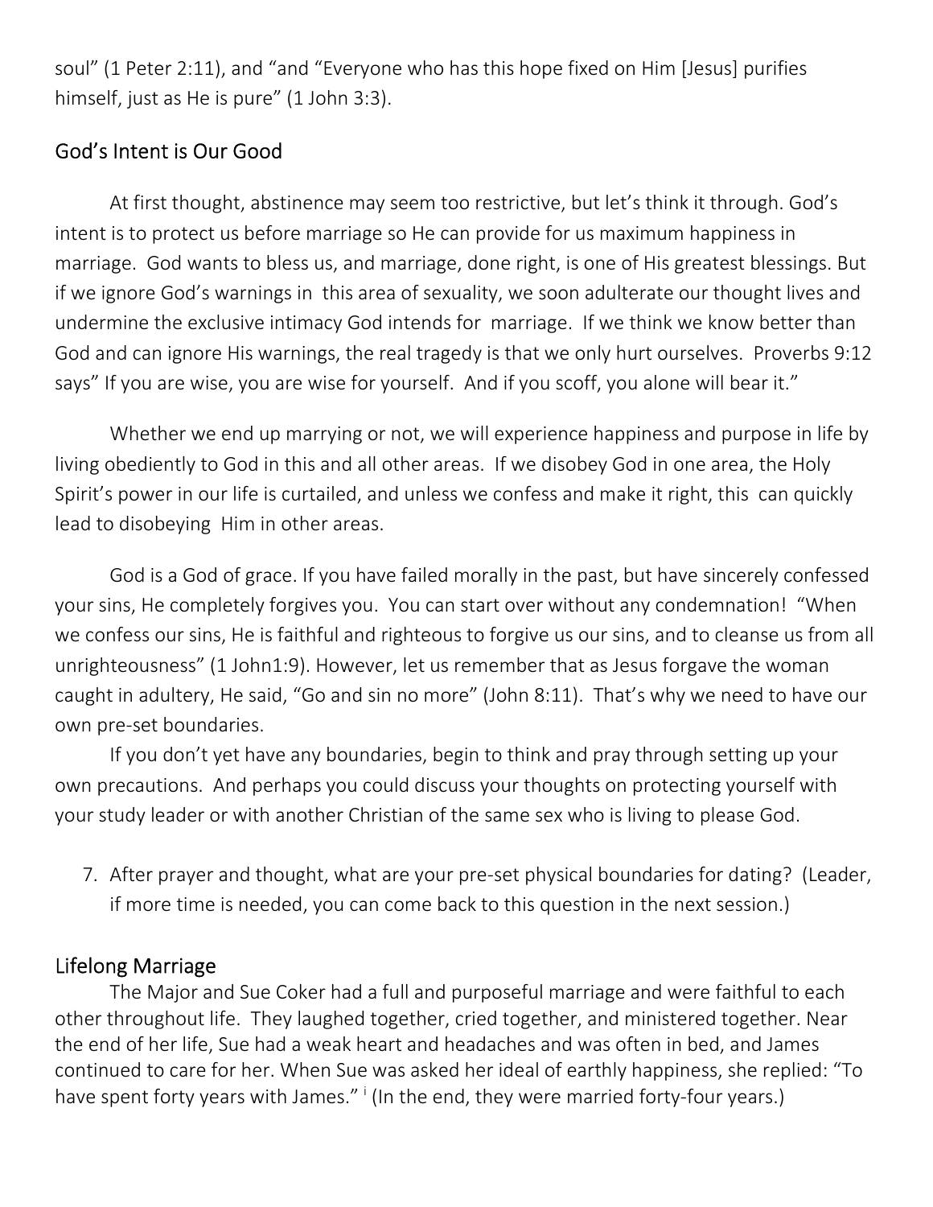soul" (1 Peter 2:11), and "and "Everyone who has this hope fixed on Him [Jesus] purifies himself, just as He is pure" (1 John 3:3).

## God's Intent is Our Good

At first thought, abstinence may seem too restrictive, but let's think it through. God's intent is to protect us before marriage so He can provide for us maximum happiness in marriage. God wants to bless us, and marriage, done right, is one of His greatest blessings. But if we ignore God's warnings in this area of sexuality, we soon adulterate our thought lives and undermine the exclusive intimacy God intends for marriage. If we think we know better than God and can ignore His warnings, the real tragedy is that we only hurt ourselves. Proverbs 9:12 says" If you are wise, you are wise for yourself. And if you scoff, you alone will bear it."

Whether we end up marrying or not, we will experience happiness and purpose in life by living obediently to God in this and all other areas. If we disobey God in one area, the Holy Spirit's power in our life is curtailed, and unless we confess and make it right, this can quickly lead to disobeying Him in other areas.

God is a God of grace. If you have failed morally in the past, but have sincerely confessed your sins, He completely forgives you. You can start over without any condemnation! "When we confess our sins, He is faithful and righteous to forgive us our sins, and to cleanse us from all unrighteousness" (1 John1:9). However, let us remember that as Jesus forgave the woman caught in adultery, He said, "Go and sin no more" (John 8:11). That's why we need to have our own pre-set boundaries.

If you don't yet have any boundaries, begin to think and pray through setting up your own precautions. And perhaps you could discuss your thoughts on protecting yourself with your study leader or with another Christian of the same sex who is living to please God.

7. After prayer and thought, what are your pre-set physical boundaries for dating? (Leader, if more time is needed, you can come back to this question in the next session.)

## Lifelong Marriage

The Major and Sue Coker had a full and purposeful marriage and were faithful to each other throughout life. They laughed together, cried together, and ministered together. Near the end of her life, Sue had a weak heart and headaches and was often in bed, and James continued to care for her. When Sue was asked her ideal of earthly happiness, she replied: "To have spent forty years with James." [i] (In the end, they were married forty-four years.)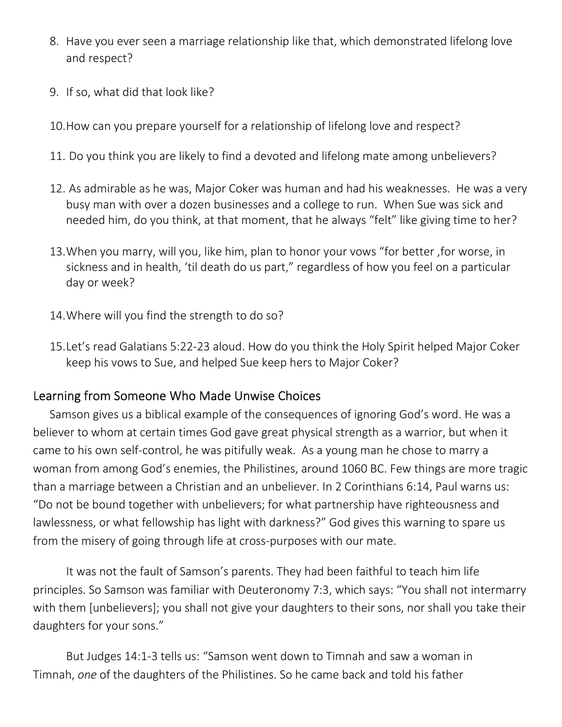8. Have you ever seen a marriage relationship like that, which demonstrated lifelong love and respect?

9. If so, what did that look like?

10. How can you prepare yourself for a relationship of lifelong love and respect?

11. Do you think you are likely to find a devoted and lifelong mate among unbelievers?

12. As admirable as he was, Major Coker was human and had his weaknesses. He was a very busy man with over a dozen businesses and a college to run. When Sue was sick and needed him, do you think, at that moment, that he always "felt" like giving time to her?

13. When you marry, will you, like him, plan to honor your vows "for better ,for worse, in sickness and in health, 'til death do us part," regardless of how you feel on a particular day or week?

14. Where will you find the strength to do so?

15. Let's read Galatians 5:22-23 aloud. How do you think the Holy Spirit helped Major Coker keep his vows to Sue, and helped Sue keep hers to Major Coker?

## Learning from Someone Who Made Unwise Choices

Samson gives us a biblical example of the consequences of ignoring God's word. He was a believer to whom at certain times God gave great physical strength as a warrior, but when it came to his own self-control, he was pitifully weak. As a young man he chose to marry a woman from among God's enemies, the Philistines, around 1060 BC. Few things are more tragic than a marriage between a Christian and an unbeliever. In 2 Corinthians 6:14, Paul warns us: "Do not be bound together with unbelievers; for what partnership have righteousness and lawlessness, or what fellowship has light with darkness?" God gives this warning to spare us from the misery of going through life at cross-purposes with our mate.

It was not the fault of Samson's parents. They had been faithful to teach him life principles. So Samson was familiar with Deuteronomy 7:3, which says: "You shall not intermarry with them [unbelievers]; you shall not give your daughters to their sons, nor shall you take their daughters for your sons."

But Judges 14:1-3 tells us: "Samson went down to Timnah and saw a woman in Timnah, *one* of the daughters of the Philistines. So he came back and told his father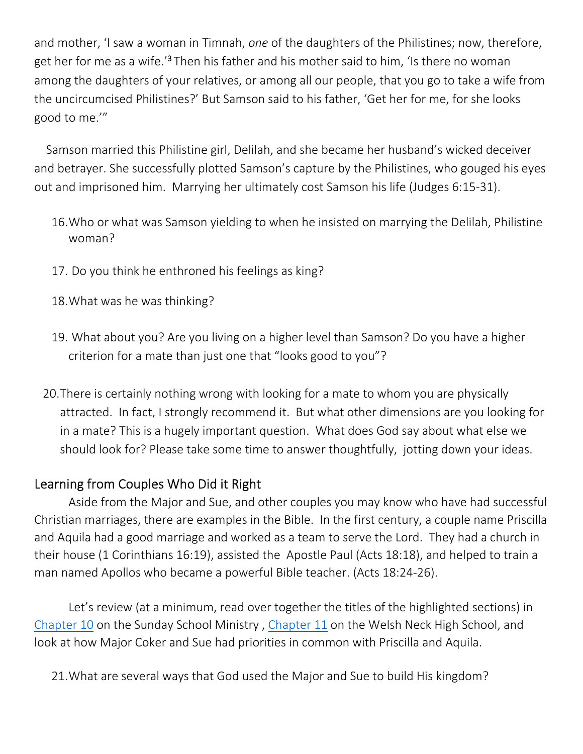and mother, 'I saw a woman in Timnah, *one* of the daughters of the Philistines; now, therefore, get her for me as a wife.'[3] Then his father and his mother said to him, 'Is there no woman among the daughters of your relatives, or among all our people, that you go to take a wife from the uncircumcised Philistines?' But Samson said to his father, 'Get her for me, for she looks good to me.'"

Samson married this Philistine girl, Delilah, and she became her husband's wicked deceiver and betrayer. She successfully plotted Samson's capture by the Philistines, who gouged his eyes out and imprisoned him. Marrying her ultimately cost Samson his life (Judges 6:15-31).

16. Who or what was Samson yielding to when he insisted on marrying the Delilah, Philistine woman?

17. Do you think he enthroned his feelings as king?

18. What was he was thinking?

19. What about you? Are you living on a higher level than Samson? Do you have a higher criterion for a mate than just one that "looks good to you"?

20. There is certainly nothing wrong with looking for a mate to whom you are physically attracted. In fact, I strongly recommend it. But what other dimensions are you looking for in a mate? This is a hugely important question. What does God say about what else we should look for? Please take some time to answer thoughtfully, jotting down your ideas.

## Learning from Couples Who Did it Right

Aside from the Major and Sue, and other couples you may know who have had successful Christian marriages, there are examples in the Bible. In the first century, a couple name Priscilla and Aquila had a good marriage and worked as a team to serve the Lord. They had a church in their house (1 Corinthians 16:19), assisted the Apostle Paul (Acts 18:18), and helped to train a man named Apollos who became a powerful Bible teacher. (Acts 18:24-26).

Let's review (at a minimum, read over together the titles of the highlighted sections) in Chapter 10 on the Sunday School Ministry , Chapter 11 on the Welsh Neck High School, and look at how Major Coker and Sue had priorities in common with Priscilla and Aquila.

21. What are several ways that God used the Major and Sue to build His kingdom?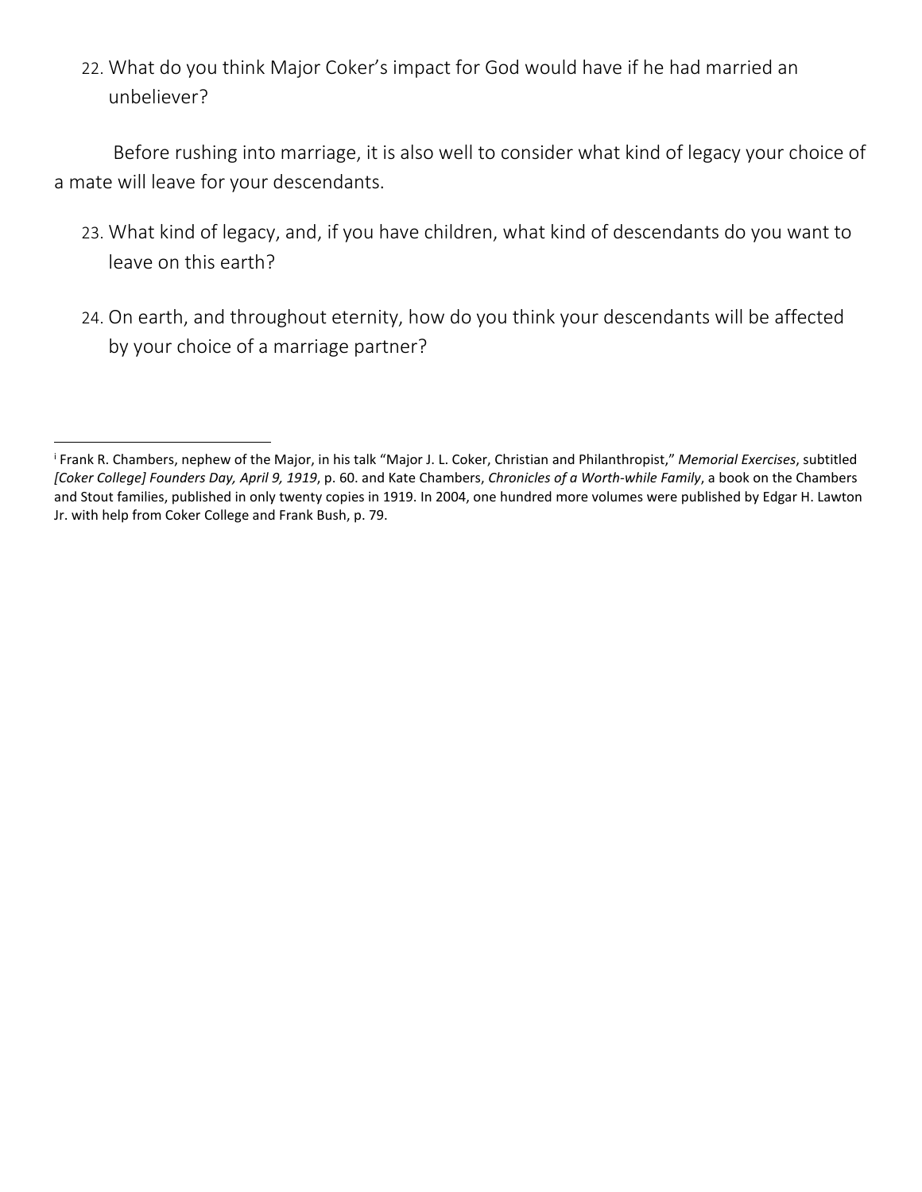22. What do you think Major Coker's impact for God would have if he had married an unbeliever?

Before rushing into marriage, it is also well to consider what kind of legacy your choice of a mate will leave for your descendants.

23. What kind of legacy, and, if you have children, what kind of descendants do you want to leave on this earth?

24. On earth, and throughout eternity, how do you think your descendants will be affected by your choice of a marriage partner?

---

[i] Frank R. Chambers, nephew of the Major, in his talk "Major J. L. Coker, Christian and Philanthropist," *Memorial Exercises*, subtitled *[Coker College] Founders Day, April 9, 1919*, p. 60. and Kate Chambers, *Chronicles of a Worth-while Family*, a book on the Chambers and Stout families, published in only twenty copies in 1919. In 2004, one hundred more volumes were published by Edgar H. Lawton Jr. with help from Coker College and Frank Bush, p. 79.